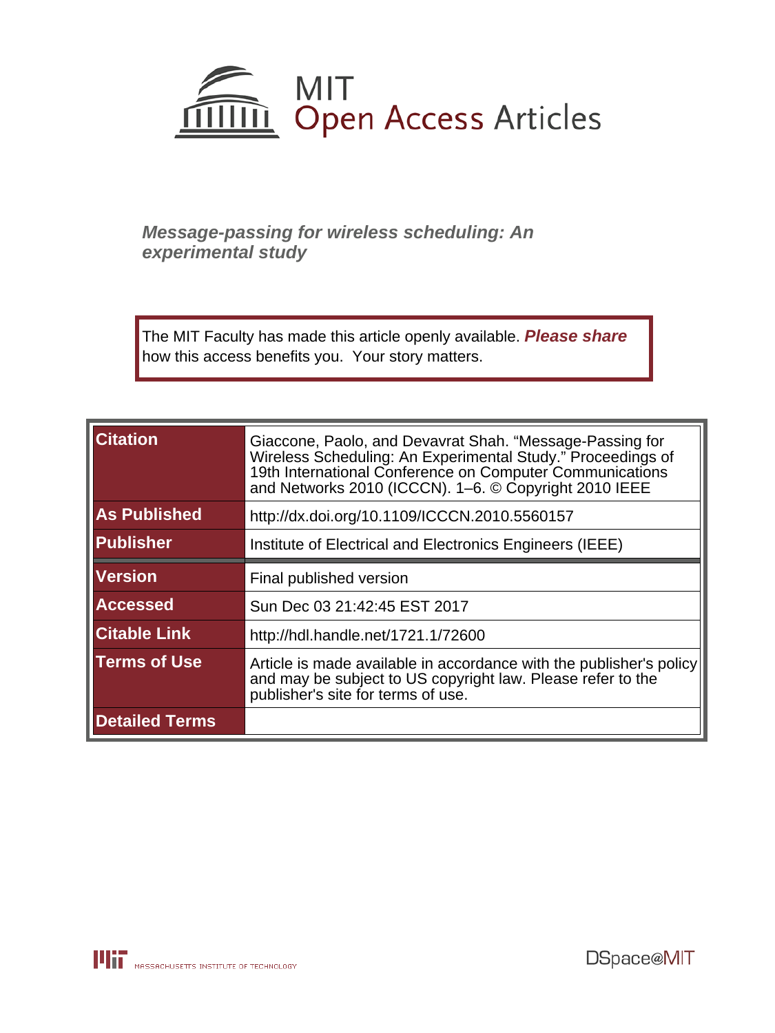# MIT Open Access Articles

*Message-passing for wireless scheduling: An experimental study*

The MIT Faculty has made this article openly available. ***Please share*** how this access benefits you. Your story matters.

| | |
|---|---|
| **Citation** | Giaccone, Paolo, and Devavrat Shah. "Message-Passing for Wireless Scheduling: An Experimental Study." Proceedings of 19th International Conference on Computer Communications and Networks 2010 (ICCCN). 1–6. © Copyright 2010 IEEE |
| **As Published** | http://dx.doi.org/10.1109/ICCCN.2010.5560157 |
| **Publisher** | Institute of Electrical and Electronics Engineers (IEEE) |
| **Version** | Final published version |
| **Accessed** | Sun Dec 03 21:42:45 EST 2017 |
| **Citable Link** | http://hdl.handle.net/1721.1/72600 |
| **Terms of Use** | Article is made available in accordance with the publisher's policy and may be subject to US copyright law. Please refer to the publisher's site for terms of use. |
| **Detailed Terms** | |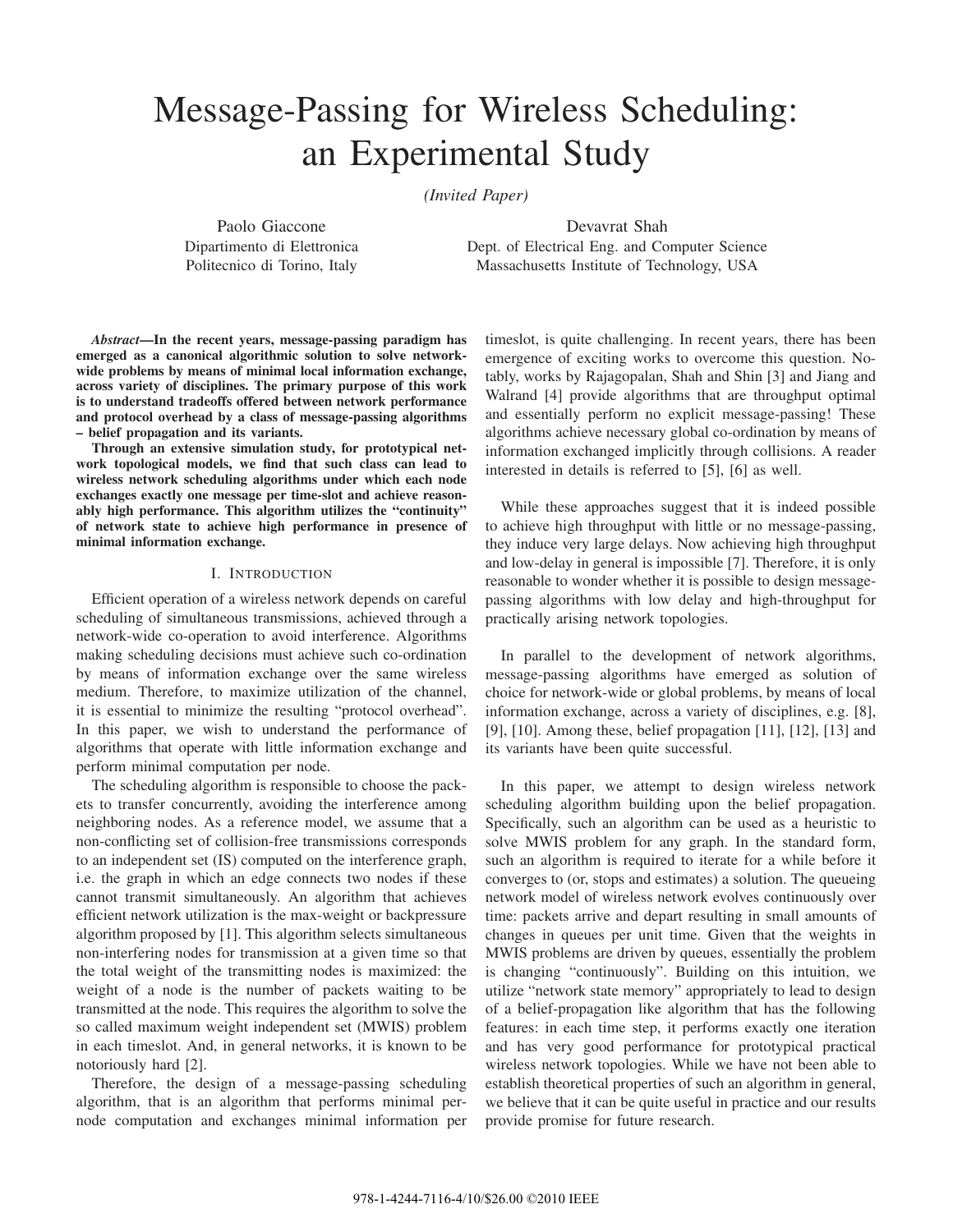# Message-Passing for Wireless Scheduling: an Experimental Study

*(Invited Paper)*

Paolo Giaccone
Dipartimento di Elettronica
Politecnico di Torino, Italy

Devavrat Shah
Dept. of Electrical Eng. and Computer Science
Massachusetts Institute of Technology, USA

***Abstract*—In the recent years, message-passing paradigm has emerged as a canonical algorithmic solution to solve network-wide problems by means of minimal local information exchange, across variety of disciplines. The primary purpose of this work is to understand tradeoffs offered between network performance and protocol overhead by a class of message-passing algorithms – belief propagation and its variants.**

**Through an extensive simulation study, for prototypical network topological models, we find that such class can lead to wireless network scheduling algorithms under which each node exchanges exactly one message per time-slot and achieve reasonably high performance. This algorithm utilizes the "continuity" of network state to achieve high performance in presence of minimal information exchange.**

## I. Introduction

Efficient operation of a wireless network depends on careful scheduling of simultaneous transmissions, achieved through a network-wide co-operation to avoid interference. Algorithms making scheduling decisions must achieve such co-ordination by means of information exchange over the same wireless medium. Therefore, to maximize utilization of the channel, it is essential to minimize the resulting "protocol overhead". In this paper, we wish to understand the performance of algorithms that operate with little information exchange and perform minimal computation per node.

The scheduling algorithm is responsible to choose the packets to transfer concurrently, avoiding the interference among neighboring nodes. As a reference model, we assume that a non-conflicting set of collision-free transmissions corresponds to an independent set (IS) computed on the interference graph, i.e. the graph in which an edge connects two nodes if these cannot transmit simultaneously. An algorithm that achieves efficient network utilization is the max-weight or backpressure algorithm proposed by [1]. This algorithm selects simultaneous non-interfering nodes for transmission at a given time so that the total weight of the transmitting nodes is maximized: the weight of a node is the number of packets waiting to be transmitted at the node. This requires the algorithm to solve the so called maximum weight independent set (MWIS) problem in each timeslot. And, in general networks, it is known to be notoriously hard [2].

Therefore, the design of a message-passing scheduling algorithm, that is an algorithm that performs minimal per-node computation and exchanges minimal information per timeslot, is quite challenging. In recent years, there has been emergence of exciting works to overcome this question. Notably, works by Rajagopalan, Shah and Shin [3] and Jiang and Walrand [4] provide algorithms that are throughput optimal and essentially perform no explicit message-passing! These algorithms achieve necessary global co-ordination by means of information exchanged implicitly through collisions. A reader interested in details is referred to [5], [6] as well.

While these approaches suggest that it is indeed possible to achieve high throughput with little or no message-passing, they induce very large delays. Now achieving high throughput and low-delay in general is impossible [7]. Therefore, it is only reasonable to wonder whether it is possible to design message-passing algorithms with low delay and high-throughput for practically arising network topologies.

In parallel to the development of network algorithms, message-passing algorithms have emerged as solution of choice for network-wide or global problems, by means of local information exchange, across a variety of disciplines, e.g. [8], [9], [10]. Among these, belief propagation [11], [12], [13] and its variants have been quite successful.

In this paper, we attempt to design wireless network scheduling algorithm building upon the belief propagation. Specifically, such an algorithm can be used as a heuristic to solve MWIS problem for any graph. In the standard form, such an algorithm is required to iterate for a while before it converges to (or, stops and estimates) a solution. The queueing network model of wireless network evolves continuously over time: packets arrive and depart resulting in small amounts of changes in queues per unit time. Given that the weights in MWIS problems are driven by queues, essentially the problem is changing "continuously". Building on this intuition, we utilize "network state memory" appropriately to lead to design of a belief-propagation like algorithm that has the following features: in each time step, it performs exactly one iteration and has very good performance for prototypical practical wireless network topologies. While we have not been able to establish theoretical properties of such an algorithm in general, we believe that it can be quite useful in practice and our results provide promise for future research.

978-1-4244-7116-4/10/$26.00 ©2010 IEEE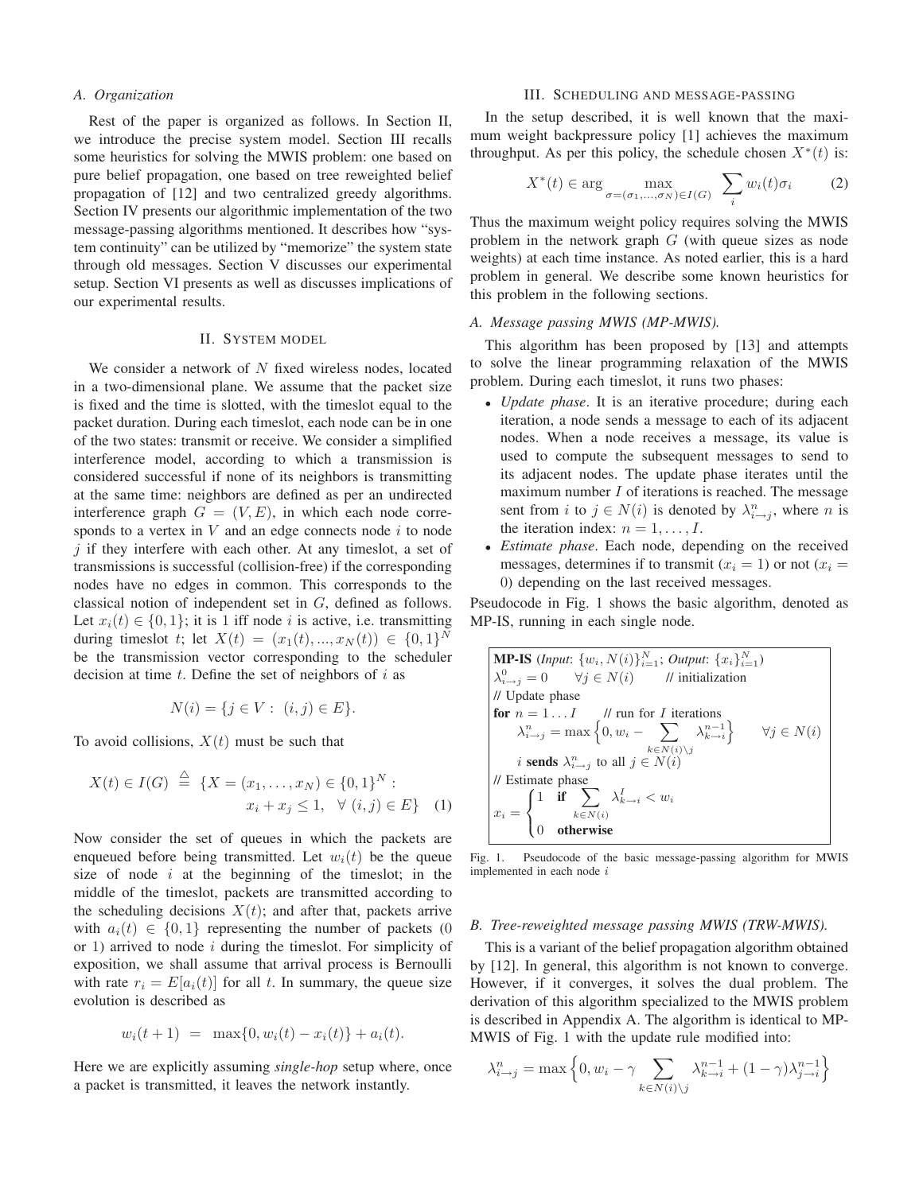### A. Organization

Rest of the paper is organized as follows. In Section II, we introduce the precise system model. Section III recalls some heuristics for solving the MWIS problem: one based on pure belief propagation, one based on tree reweighted belief propagation of [12] and two centralized greedy algorithms. Section IV presents our algorithmic implementation of the two message-passing algorithms mentioned. It describes how "system continuity" can be utilized by "memorize" the system state through old messages. Section V discusses our experimental setup. Section VI presents as well as discusses implications of our experimental results.

## II. System model

We consider a network of $N$ fixed wireless nodes, located in a two-dimensional plane. We assume that the packet size is fixed and the time is slotted, with the timeslot equal to the packet duration. During each timeslot, each node can be in one of the two states: transmit or receive. We consider a simplified interference model, according to which a transmission is considered successful if none of its neighbors is transmitting at the same time: neighbors are defined as per an undirected interference graph $G = (V, E)$, in which each node corresponds to a vertex in $V$ and an edge connects node $i$ to node $j$ if they interfere with each other. At any timeslot, a set of transmissions is successful (collision-free) if the corresponding nodes have no edges in common. This corresponds to the classical notion of independent set in $G$, defined as follows. Let $x_i(t) \in \{0, 1\}$; it is 1 iff node $i$ is active, i.e. transmitting during timeslot $t$; let $X(t) = (x_1(t), ..., x_N(t)) \in \{0, 1\}^N$ be the transmission vector corresponding to the scheduler decision at time $t$. Define the set of neighbors of $i$ as

$$N(i) = \{j \in V : \ (i, j) \in E\}.$$

To avoid collisions, $X(t)$ must be such that

$$X(t) \in I(G) \ \stackrel{\triangle}{=} \ \{X = (x_1, \ldots, x_N) \in \{0,1\}^N : \\ x_i + x_j \le 1, \ \ \forall \ (i, j) \in E\} \quad (1)$$

Now consider the set of queues in which the packets are enqueued before being transmitted. Let $w_i(t)$ be the queue size of node $i$ at the beginning of the timeslot; in the middle of the timeslot, packets are transmitted according to the scheduling decisions $X(t)$; and after that, packets arrive with $a_i(t) \in \{0, 1\}$ representing the number of packets (0 or 1) arrived to node $i$ during the timeslot. For simplicity of exposition, we shall assume that arrival process is Bernoulli with rate $r_i = E[a_i(t)]$ for all $t$. In summary, the queue size evolution is described as

$$w_i(t + 1) \ = \ \max\{0, w_i(t) - x_i(t)\} + a_i(t).$$

Here we are explicitly assuming *single-hop* setup where, once a packet is transmitted, it leaves the network instantly.

## III. Scheduling and message-passing

In the setup described, it is well known that the maximum weight backpressure policy [1] achieves the maximum throughput. As per this policy, the schedule chosen $X^*(t)$ is:

$$X^*(t) \in \arg \max_{\sigma=(\sigma_1,\ldots,\sigma_N)\in I(G)} \ \sum_i w_i(t)\sigma_i \qquad (2)$$

Thus the maximum weight policy requires solving the MWIS problem in the network graph $G$ (with queue sizes as node weights) at each time instance. As noted earlier, this is a hard problem in general. We describe some known heuristics for this problem in the following sections.

### A. Message passing MWIS (MP-MWIS).

This algorithm has been proposed by [13] and attempts to solve the linear programming relaxation of the MWIS problem. During each timeslot, it runs two phases:

- *Update phase*. It is an iterative procedure; during each iteration, a node sends a message to each of its adjacent nodes. When a node receives a message, its value is used to compute the subsequent messages to send to its adjacent nodes. The update phase iterates until the maximum number $I$ of iterations is reached. The message sent from $i$ to $j \in N(i)$ is denoted by $\lambda^n_{i\to j}$, where $n$ is the iteration index: $n = 1, \ldots, I$.
- *Estimate phase*. Each node, depending on the received messages, determines if to transmit ($x_i = 1$) or not ($x_i = 0$) depending on the last received messages.

Pseudocode in Fig. 1 shows the basic algorithm, denoted as MP-IS, running in each single node.

**MP-IS** (*Input*: $\{w_i, N(i)\}_{i=1}^N$; *Output*: $\{x_i\}_{i=1}^N$)
$\lambda^0_{i\to j} = 0 \qquad \forall j \in N(i)$ // initialization
// Update phase
**for** $n = 1 \ldots I$ // run for $I$ iterations
$\quad \lambda^n_{i\to j} = \max\left\{0, w_i - \sum_{k\in N(i)\setminus j} \lambda^{n-1}_{k\to i}\right\} \qquad \forall j \in N(i)$
$\quad i$ **sends** $\lambda^n_{i\to j}$ to all $j \in N(i)$
// Estimate phase
$x_i = \begin{cases} 1 & \textbf{if} \ \sum_{k\in N(i)} \lambda^I_{k\to i} < w_i \\ 0 & \textbf{otherwise} \end{cases}$

Fig. 1. Pseudocode of the basic message-passing algorithm for MWIS implemented in each node $i$

### B. Tree-reweighted message passing MWIS (TRW-MWIS).

This is a variant of the belief propagation algorithm obtained by [12]. In general, this algorithm is not known to converge. However, if it converges, it solves the dual problem. The derivation of this algorithm specialized to the MWIS problem is described in Appendix A. The algorithm is identical to MP-MWIS of Fig. 1 with the update rule modified into:

$$\lambda^n_{i\to j} = \max\left\{0, w_i - \gamma \sum_{k\in N(i)\setminus j} \lambda^{n-1}_{k\to i} + (1-\gamma)\lambda^{n-1}_{j\to i}\right\}$$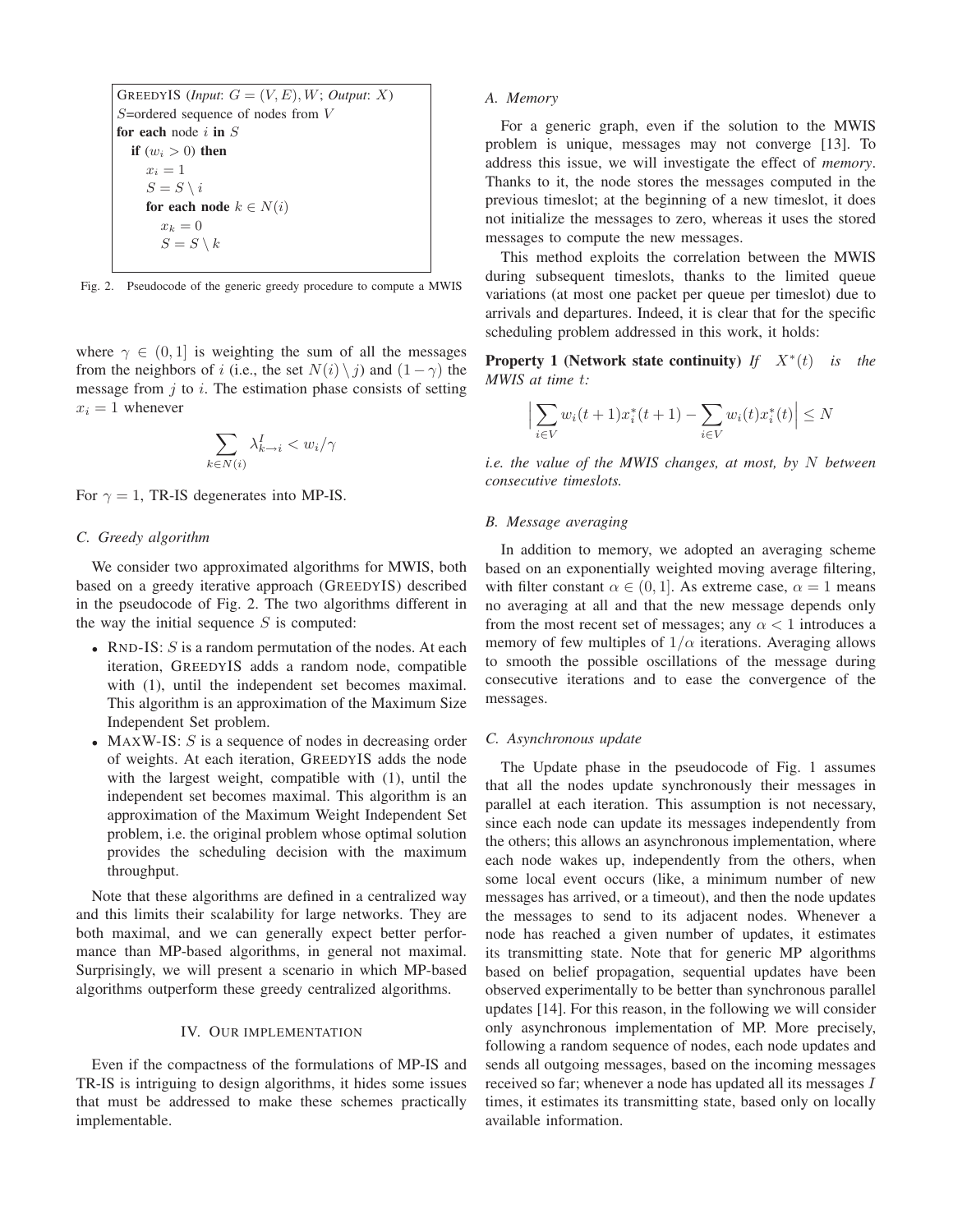```
GREEDYIS (Input: G = (V, E), W; Output: X)
S=ordered sequence of nodes from V
for each node i in S
  if (w_i > 0) then
    x_i = 1
    S = S \ i
    for each node k ∈ N(i)
      x_k = 0
      S = S \ k
```

Fig. 2. Pseudocode of the generic greedy procedure to compute a MWIS

where $\gamma \in (0, 1]$ is weighting the sum of all the messages from the neighbors of $i$ (i.e., the set $N(i) \setminus j$) and $(1-\gamma)$ the message from $j$ to $i$. The estimation phase consists of setting $x_i = 1$ whenever

$$\sum_{k \in N(i)} \lambda^I_{k \to i} < w_i / \gamma$$

For $\gamma = 1$, TR-IS degenerates into MP-IS.

### C. Greedy algorithm

We consider two approximated algorithms for MWIS, both based on a greedy iterative approach (GREEDYIS) described in the pseudocode of Fig. 2. The two algorithms different in the way the initial sequence $S$ is computed:

- RND-IS: $S$ is a random permutation of the nodes. At each iteration, GREEDYIS adds a random node, compatible with (1), until the independent set becomes maximal. This algorithm is an approximation of the Maximum Size Independent Set problem.
- MAXW-IS: $S$ is a sequence of nodes in decreasing order of weights. At each iteration, GREEDYIS adds the node with the largest weight, compatible with (1), until the independent set becomes maximal. This algorithm is an approximation of the Maximum Weight Independent Set problem, i.e. the original problem whose optimal solution provides the scheduling decision with the maximum throughput.

Note that these algorithms are defined in a centralized way and this limits their scalability for large networks. They are both maximal, and we can generally expect better performance than MP-based algorithms, in general not maximal. Surprisingly, we will present a scenario in which MP-based algorithms outperform these greedy centralized algorithms.

## IV. OUR IMPLEMENTATION

Even if the compactness of the formulations of MP-IS and TR-IS is intriguing to design algorithms, it hides some issues that must be addressed to make these schemes practically implementable.

### A. Memory

For a generic graph, even if the solution to the MWIS problem is unique, messages may not converge [13]. To address this issue, we will investigate the effect of *memory*. Thanks to it, the node stores the messages computed in the previous timeslot; at the beginning of a new timeslot, it does not initialize the messages to zero, whereas it uses the stored messages to compute the new messages.

This method exploits the correlation between the MWIS during subsequent timeslots, thanks to the limited queue variations (at most one packet per queue per timeslot) due to arrivals and departures. Indeed, it is clear that for the specific scheduling problem addressed in this work, it holds:

**Property 1 (Network state continuity)** *If $X^*(t)$ is the MWIS at time $t$:*

$$\Big| \sum_{i \in V} w_i(t+1) x_i^*(t+1) - \sum_{i \in V} w_i(t) x_i^*(t) \Big| \leq N$$

*i.e. the value of the MWIS changes, at most, by $N$ between consecutive timeslots.*

### B. Message averaging

In addition to memory, we adopted an averaging scheme based on an exponentially weighted moving average filtering, with filter constant $\alpha \in (0, 1]$. As extreme case, $\alpha = 1$ means no averaging at all and that the new message depends only from the most recent set of messages; any $\alpha < 1$ introduces a memory of few multiples of $1/\alpha$ iterations. Averaging allows to smooth the possible oscillations of the message during consecutive iterations and to ease the convergence of the messages.

### C. Asynchronous update

The Update phase in the pseudocode of Fig. 1 assumes that all the nodes update synchronously their messages in parallel at each iteration. This assumption is not necessary, since each node can update its messages independently from the others; this allows an asynchronous implementation, where each node wakes up, independently from the others, when some local event occurs (like, a minimum number of new messages has arrived, or a timeout), and then the node updates the messages to send to its adjacent nodes. Whenever a node has reached a given number of updates, it estimates its transmitting state. Note that for generic MP algorithms based on belief propagation, sequential updates have been observed experimentally to be better than synchronous parallel updates [14]. For this reason, in the following we will consider only asynchronous implementation of MP. More precisely, following a random sequence of nodes, each node updates and sends all outgoing messages, based on the incoming messages received so far; whenever a node has updated all its messages $I$ times, it estimates its transmitting state, based only on locally available information.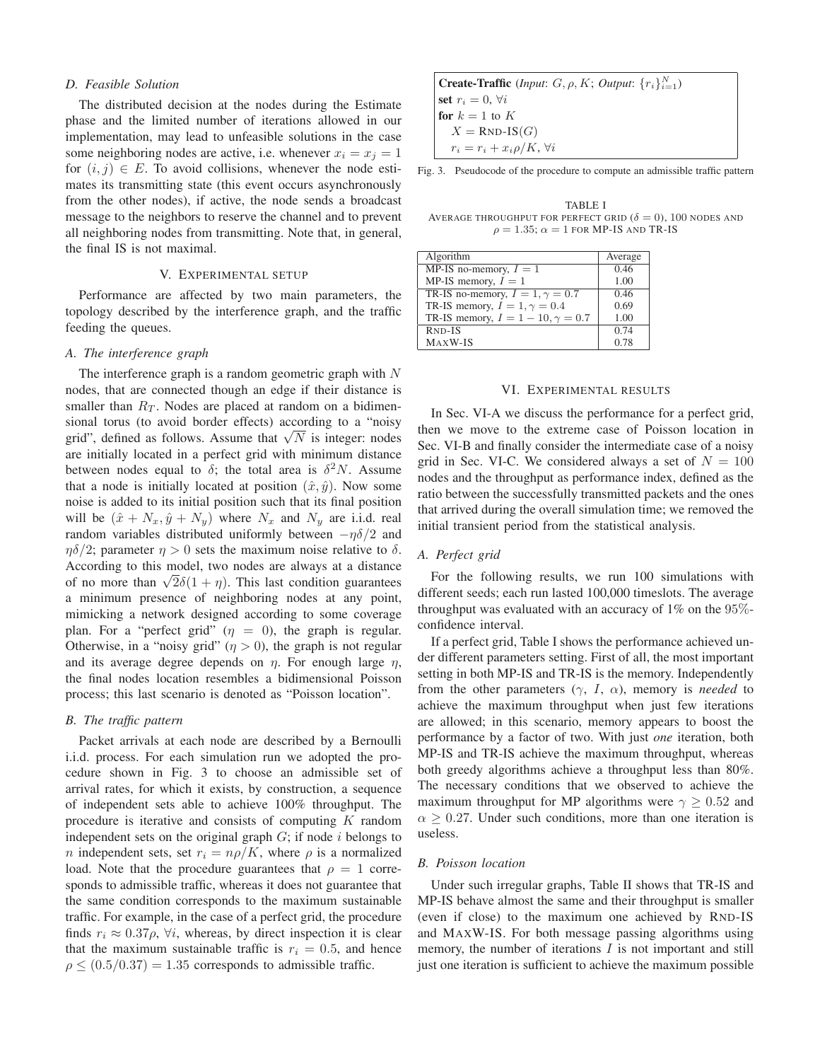### D. Feasible Solution

The distributed decision at the nodes during the Estimate phase and the limited number of iterations allowed in our implementation, may lead to unfeasible solutions in the case some neighboring nodes are active, i.e. whenever $x_i = x_j = 1$ for $(i, j) \in E$. To avoid collisions, whenever the node estimates its transmitting state (this event occurs asynchronously from the other nodes), if active, the node sends a broadcast message to the neighbors to reserve the channel and to prevent all neighboring nodes from transmitting. Note that, in general, the final IS is not maximal.

## V. Experimental setup

Performance are affected by two main parameters, the topology described by the interference graph, and the traffic feeding the queues.

### A. The interference graph

The interference graph is a random geometric graph with $N$ nodes, that are connected though an edge if their distance is smaller than $R_T$. Nodes are placed at random on a bidimensional torus (to avoid border effects) according to a "noisy grid", defined as follows. Assume that $\sqrt{N}$ is integer: nodes are initially located in a perfect grid with minimum distance between nodes equal to $\delta$; the total area is $\delta^2 N$. Assume that a node is initially located at position $(\hat{x}, \hat{y})$. Now some noise is added to its initial position such that its final position will be $(\hat{x} + N_x, \hat{y} + N_y)$ where $N_x$ and $N_y$ are i.i.d. real random variables distributed uniformly between $-\eta\delta/2$ and $\eta\delta/2$; parameter $\eta > 0$ sets the maximum noise relative to $\delta$. According to this model, two nodes are always at a distance of no more than $\sqrt{2}\delta(1 + \eta)$. This last condition guarantees a minimum presence of neighboring nodes at any point, mimicking a network designed according to some coverage plan. For a "perfect grid" ($\eta = 0$), the graph is regular. Otherwise, in a "noisy grid" ($\eta > 0$), the graph is not regular and its average degree depends on $\eta$. For enough large $\eta$, the final nodes location resembles a bidimensional Poisson process; this last scenario is denoted as "Poisson location".

### B. The traffic pattern

Packet arrivals at each node are described by a Bernoulli i.i.d. process. For each simulation run we adopted the procedure shown in Fig. 3 to choose an admissible set of arrival rates, for which it exists, by construction, a sequence of independent sets able to achieve 100% throughput. The procedure is iterative and consists of computing $K$ random independent sets on the original graph $G$; if node $i$ belongs to $n$ independent sets, set $r_i = n\rho/K$, where $\rho$ is a normalized load. Note that the procedure guarantees that $\rho = 1$ corresponds to admissible traffic, whereas it does not guarantee that the same condition corresponds to the maximum sustainable traffic. For example, in the case of a perfect grid, the procedure finds $r_i \approx 0.37\rho$, $\forall i$, whereas, by direct inspection it is clear that the maximum sustainable traffic is $r_i = 0.5$, and hence $\rho \le (0.5/0.37) = 1.35$ corresponds to admissible traffic.

```
Create-Traffic (Input: G, ρ, K; Output: {r_i}_{i=1}^N)
set r_i = 0, ∀i
for k = 1 to K
    X = Rnd-IS(G)
    r_i = r_i + x_i ρ/K, ∀i
```

Fig. 3. Pseudocode of the procedure to compute an admissible traffic pattern

TABLE I
Average throughput for perfect grid ($\delta = 0$), 100 nodes and $\rho = 1.35$; $\alpha = 1$ for MP-IS and TR-IS

| Algorithm | Average |
|---|---|
| MP-IS no-memory, $I = 1$ | 0.46 |
| MP-IS memory, $I = 1$ | 1.00 |
| TR-IS no-memory, $I = 1, \gamma = 0.7$ | 0.46 |
| TR-IS memory, $I = 1, \gamma = 0.4$ | 0.69 |
| TR-IS memory, $I = 1 - 10, \gamma = 0.7$ | 1.00 |
| Rnd-IS | 0.74 |
| MaxW-IS | 0.78 |

## VI. Experimental results

In Sec. VI-A we discuss the performance for a perfect grid, then we move to the extreme case of Poisson location in Sec. VI-B and finally consider the intermediate case of a noisy grid in Sec. VI-C. We considered always a set of $N = 100$ nodes and the throughput as performance index, defined as the ratio between the successfully transmitted packets and the ones that arrived during the overall simulation time; we removed the initial transient period from the statistical analysis.

### A. Perfect grid

For the following results, we run 100 simulations with different seeds; each run lasted 100,000 timeslots. The average throughput was evaluated with an accuracy of 1% on the 95%-confidence interval.

If a perfect grid, Table I shows the performance achieved under different parameters setting. First of all, the most important setting in both MP-IS and TR-IS is the memory. Independently from the other parameters ($\gamma$, $I$, $\alpha$), memory is *needed* to achieve the maximum throughput when just few iterations are allowed; in this scenario, memory appears to boost the performance by a factor of two. With just *one* iteration, both MP-IS and TR-IS achieve the maximum throughput, whereas both greedy algorithms achieve a throughput less than 80%. The necessary conditions that we observed to achieve the maximum throughput for MP algorithms were $\gamma \ge 0.52$ and $\alpha \ge 0.27$. Under such conditions, more than one iteration is useless.

### B. Poisson location

Under such irregular graphs, Table II shows that TR-IS and MP-IS behave almost the same and their throughput is smaller (even if close) to the maximum one achieved by Rnd-IS and MaxW-IS. For both message passing algorithms using memory, the number of iterations $I$ is not important and still just one iteration is sufficient to achieve the maximum possible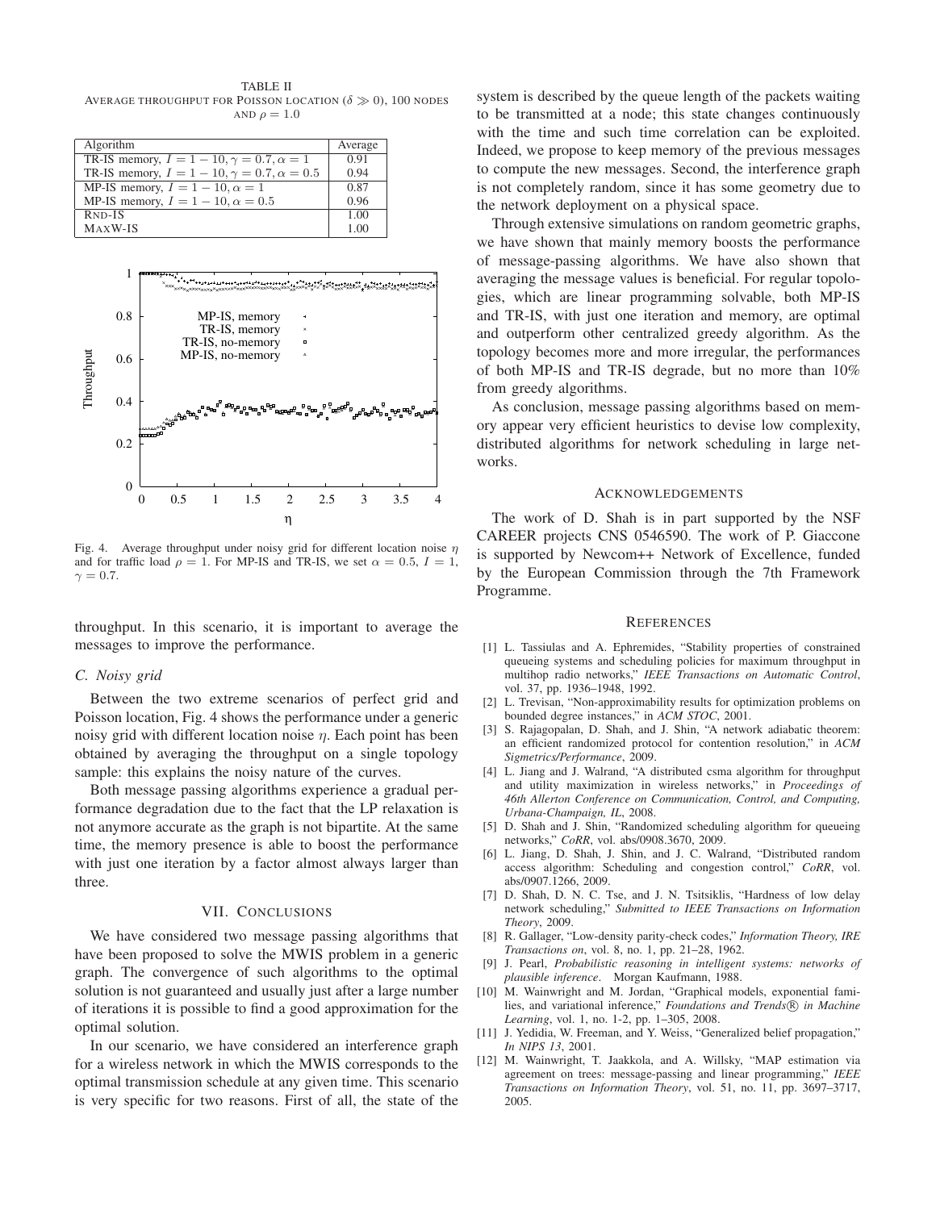TABLE II
AVERAGE THROUGHPUT FOR POISSON LOCATION ($\delta \gg 0$), 100 NODES AND $\rho = 1.0$

| Algorithm | Average |
|---|---|
| TR-IS memory, $I = 1 - 10, \gamma = 0.7, \alpha = 1$ | 0.91 |
| TR-IS memory, $I = 1 - 10, \gamma = 0.7, \alpha = 0.5$ | 0.94 |
| MP-IS memory, $I = 1 - 10, \alpha = 1$ | 0.87 |
| MP-IS memory, $I = 1 - 10, \alpha = 0.5$ | 0.96 |
| RND-IS | 1.00 |
| MAXW-IS | 1.00 |

Throughput

η

0
0.2
0.4
0.6
0.8
1

0
0.5
1
1.5
2
2.5
3
3.5
4

MP-IS, memory
TR-IS, memory
TR-IS, no-memory
MP-IS, no-memory

Fig. 4. Average throughput under noisy grid for different location noise $\eta$ and for traffic load $\rho = 1$. For MP-IS and TR-IS, we set $\alpha = 0.5$, $I = 1$, $\gamma = 0.7$.

throughput. In this scenario, it is important to average the messages to improve the performance.

### C. Noisy grid

Between the two extreme scenarios of perfect grid and Poisson location, Fig. 4 shows the performance under a generic noisy grid with different location noise $\eta$. Each point has been obtained by averaging the throughput on a single topology sample: this explains the noisy nature of the curves.

Both message passing algorithms experience a gradual performance degradation due to the fact that the LP relaxation is not anymore accurate as the graph is not bipartite. At the same time, the memory presence is able to boost the performance with just one iteration by a factor almost always larger than three.

## VII. CONCLUSIONS

We have considered two message passing algorithms that have been proposed to solve the MWIS problem in a generic graph. The convergence of such algorithms to the optimal solution is not guaranteed and usually just after a large number of iterations it is possible to find a good approximation for the optimal solution.

In our scenario, we have considered an interference graph for a wireless network in which the MWIS corresponds to the optimal transmission schedule at any given time. This scenario is very specific for two reasons. First of all, the state of the system is described by the queue length of the packets waiting to be transmitted at a node; this state changes continuously with the time and such time correlation can be exploited. Indeed, we propose to keep memory of the previous messages to compute the new messages. Second, the interference graph is not completely random, since it has some geometry due to the network deployment on a physical space.

Through extensive simulations on random geometric graphs, we have shown that mainly memory boosts the performance of message-passing algorithms. We have also shown that averaging the message values is beneficial. For regular topologies, which are linear programming solvable, both MP-IS and TR-IS, with just one iteration and memory, are optimal and outperform other centralized greedy algorithm. As the topology becomes more and more irregular, the performances of both MP-IS and TR-IS degrade, but no more than 10% from greedy algorithms.

As conclusion, message passing algorithms based on memory appear very efficient heuristics to devise low complexity, distributed algorithms for network scheduling in large networks.

## ACKNOWLEDGEMENTS

The work of D. Shah is in part supported by the NSF CAREER projects CNS 0546590. The work of P. Giaccone is supported by Newcom++ Network of Excellence, funded by the European Commission through the 7th Framework Programme.

## REFERENCES

[1] L. Tassiulas and A. Ephremides, "Stability properties of constrained queueing systems and scheduling policies for maximum throughput in multihop radio networks," *IEEE Transactions on Automatic Control*, vol. 37, pp. 1936–1948, 1992.

[2] L. Trevisan, "Non-approximability results for optimization problems on bounded degree instances," in *ACM STOC*, 2001.

[3] S. Rajagopalan, D. Shah, and J. Shin, "A network adiabatic theorem: an efficient randomized protocol for contention resolution," in *ACM Sigmetrics/Performance*, 2009.

[4] L. Jiang and J. Walrand, "A distributed csma algorithm for throughput and utility maximization in wireless networks," in *Proceedings of 46th Allerton Conference on Communication, Control, and Computing, Urbana-Champaign, IL*, 2008.

[5] D. Shah and J. Shin, "Randomized scheduling algorithm for queueing networks," *CoRR*, vol. abs/0908.3670, 2009.

[6] L. Jiang, D. Shah, J. Shin, and J. C. Walrand, "Distributed random access algorithm: Scheduling and congestion control," *CoRR*, vol. abs/0907.1266, 2009.

[7] D. Shah, D. N. C. Tse, and J. N. Tsitsiklis, "Hardness of low delay network scheduling," *Submitted to IEEE Transactions on Information Theory*, 2009.

[8] R. Gallager, "Low-density parity-check codes," *Information Theory, IRE Transactions on*, vol. 8, no. 1, pp. 21–28, 1962.

[9] J. Pearl, *Probabilistic reasoning in intelligent systems: networks of plausible inference*. Morgan Kaufmann, 1988.

[10] M. Wainwright and M. Jordan, "Graphical models, exponential families, and variational inference," *Foundations and Trends® in Machine Learning*, vol. 1, no. 1-2, pp. 1–305, 2008.

[11] J. Yedidia, W. Freeman, and Y. Weiss, "Generalized belief propagation," *In NIPS 13*, 2001.

[12] M. Wainwright, T. Jaakkola, and A. Willsky, "MAP estimation via agreement on trees: message-passing and linear programming," *IEEE Transactions on Information Theory*, vol. 51, no. 11, pp. 3697–3717, 2005.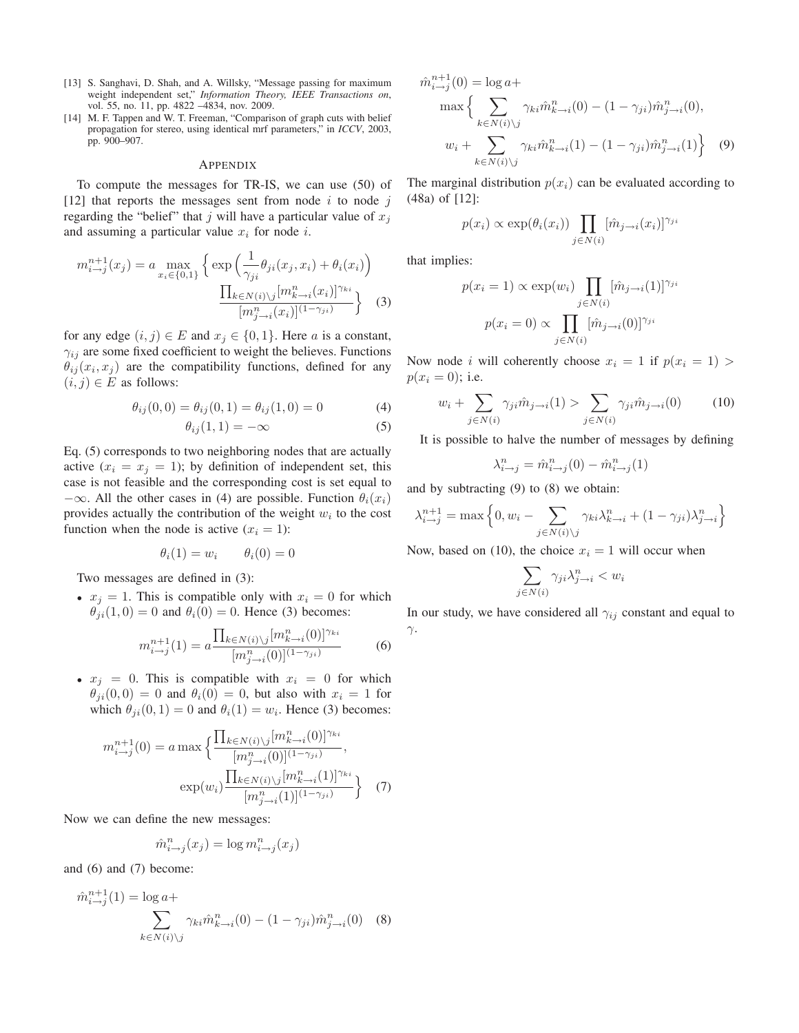[13] S. Sanghavi, D. Shah, and A. Willsky, "Message passing for maximum weight independent set," *Information Theory, IEEE Transactions on*, vol. 55, no. 11, pp. 4822 –4834, nov. 2009.

[14] M. F. Tappen and W. T. Freeman, "Comparison of graph cuts with belief propagation for stereo, using identical mrf parameters," in *ICCV*, 2003, pp. 900–907.

## Appendix

To compute the messages for TR-IS, we can use (50) of [12] that reports the messages sent from node $i$ to node $j$ regarding the "belief" that $j$ will have a particular value of $x_j$ and assuming a particular value $x_i$ for node $i$.

$$m^{n+1}_{i\to j}(x_j) = a \max_{x_i\in\{0,1\}} \Big\{ \exp\Big(\frac{1}{\gamma_{ji}}\theta_{ji}(x_j,x_i) + \theta_i(x_i)\Big) \frac{\prod_{k\in N(i)\setminus j}[m^n_{k\to i}(x_i)]^{\gamma_{ki}}}{[m^n_{j\to i}(x_i)]^{(1-\gamma_{ji})}} \Big\} \quad (3)$$

for any edge $(i,j) \in E$ and $x_j \in \{0,1\}$. Here $a$ is a constant, $\gamma_{ij}$ are some fixed coefficient to weight the believes. Functions $\theta_{ij}(x_i,x_j)$ are the compatibility functions, defined for any $(i,j) \in E$ as follows:

$$\theta_{ij}(0,0) = \theta_{ij}(0,1) = \theta_{ij}(1,0) = 0 \quad (4)$$

$$\theta_{ij}(1,1) = -\infty \quad (5)$$

Eq. (5) corresponds to two neighboring nodes that are actually active ($x_i = x_j = 1$); by definition of independent set, this case is not feasible and the corresponding cost is set equal to $-\infty$. All the other cases in (4) are possible. Function $\theta_i(x_i)$ provides actually the contribution of the weight $w_i$ to the cost function when the node is active ($x_i = 1$):

$$\theta_i(1) = w_i \qquad \theta_i(0) = 0$$

Two messages are defined in (3):

- $x_j = 1$. This is compatible only with $x_i = 0$ for which $\theta_{ji}(1,0) = 0$ and $\theta_i(0) = 0$. Hence (3) becomes:

$$m^{n+1}_{i\to j}(1) = a\frac{\prod_{k\in N(i)\setminus j}[m^n_{k\to i}(0)]^{\gamma_{ki}}}{[m^n_{j\to i}(0)]^{(1-\gamma_{ji})}} \quad (6)$$

- $x_j = 0$. This is compatible with $x_i = 0$ for which $\theta_{ji}(0,0) = 0$ and $\theta_i(0) = 0$, but also with $x_i = 1$ for which $\theta_{ji}(0,1) = 0$ and $\theta_i(1) = w_i$. Hence (3) becomes:

$$m^{n+1}_{i\to j}(0) = a \max\Big\{ \frac{\prod_{k\in N(i)\setminus j}[m^n_{k\to i}(0)]^{\gamma_{ki}}}{[m^n_{j\to i}(0)]^{(1-\gamma_{ji})}}, \exp(w_i)\frac{\prod_{k\in N(i)\setminus j}[m^n_{k\to i}(1)]^{\gamma_{ki}}}{[m^n_{j\to i}(1)]^{(1-\gamma_{ji})}} \Big\} \quad (7)$$

Now we can define the new messages:

$$\hat{m}^n_{i\to j}(x_j) = \log m^n_{i\to j}(x_j)$$

and (6) and (7) become:

$$\hat{m}^{n+1}_{i\to j}(1) = \log a + \sum_{k\in N(i)\setminus j} \gamma_{ki}\hat{m}^n_{k\to i}(0) - (1-\gamma_{ji})\hat{m}^n_{j\to i}(0) \quad (8)$$

$$\hat{m}^{n+1}_{i\to j}(0) = \log a + \max\Big\{ \sum_{k\in N(i)\setminus j} \gamma_{ki}\hat{m}^n_{k\to i}(0) - (1-\gamma_{ji})\hat{m}^n_{j\to i}(0), w_i + \sum_{k\in N(i)\setminus j} \gamma_{ki}\hat{m}^n_{k\to i}(1) - (1-\gamma_{ji})\hat{m}^n_{j\to i}(1) \Big\} \quad (9)$$

The marginal distribution $p(x_i)$ can be evaluated according to (48a) of [12]:

$$p(x_i) \propto \exp(\theta_i(x_i)) \prod_{j\in N(i)} [\hat{m}_{j\to i}(x_i)]^{\gamma_{ji}}$$

that implies:

$$p(x_i = 1) \propto \exp(w_i) \prod_{j\in N(i)} [\hat{m}_{j\to i}(1)]^{\gamma_{ji}}$$

$$p(x_i = 0) \propto \prod_{j\in N(i)} [\hat{m}_{j\to i}(0)]^{\gamma_{ji}}$$

Now node $i$ will coherently choose $x_i = 1$ if $p(x_i = 1) > p(x_i = 0)$; i.e.

$$w_i + \sum_{j\in N(i)} \gamma_{ji}\hat{m}_{j\to i}(1) > \sum_{j\in N(i)} \gamma_{ji}\hat{m}_{j\to i}(0) \quad (10)$$

It is possible to halve the number of messages by defining

$$\lambda^n_{i\to j} = \hat{m}^n_{i\to j}(0) - \hat{m}^n_{i\to j}(1)$$

and by subtracting (9) to (8) we obtain:

$$\lambda^{n+1}_{i\to j} = \max\Big\{0, w_i - \sum_{j\in N(i)\setminus j} \gamma_{ki}\lambda^n_{k\to i} + (1-\gamma_{ji})\lambda^n_{j\to i}\Big\}$$

Now, based on (10), the choice $x_i = 1$ will occur when

$$\sum_{j\in N(i)} \gamma_{ji}\lambda^n_{j\to i} < w_i$$

In our study, we have considered all $\gamma_{ij}$ constant and equal to $\gamma$.